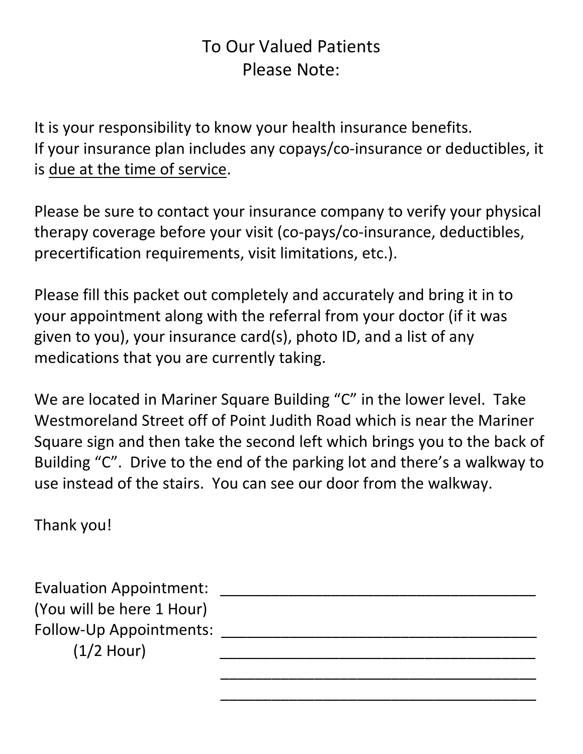# To Our Valued Patients
## Please Note:

It is your responsibility to know your health insurance benefits.
If your insurance plan includes any copays/co-insurance or deductibles, it is <u>due at the time of service</u>.

Please be sure to contact your insurance company to verify your physical therapy coverage before your visit (co-pays/co-insurance, deductibles, precertification requirements, visit limitations, etc.).

Please fill this packet out completely and accurately and bring it in to your appointment along with the referral from your doctor (if it was given to you), your insurance card(s), photo ID, and a list of any medications that you are currently taking.

We are located in Mariner Square Building "C" in the lower level. Take Westmoreland Street off of Point Judith Road which is near the Mariner Square sign and then take the second left which brings you to the back of Building "C". Drive to the end of the parking lot and there's a walkway to use instead of the stairs. You can see our door from the walkway.

Thank you!

Evaluation Appointment: ______________________________________
(You will be here 1 Hour)
Follow-Up Appointments: ______________________________________
(1/2 Hour) ______________________________________
______________________________________
______________________________________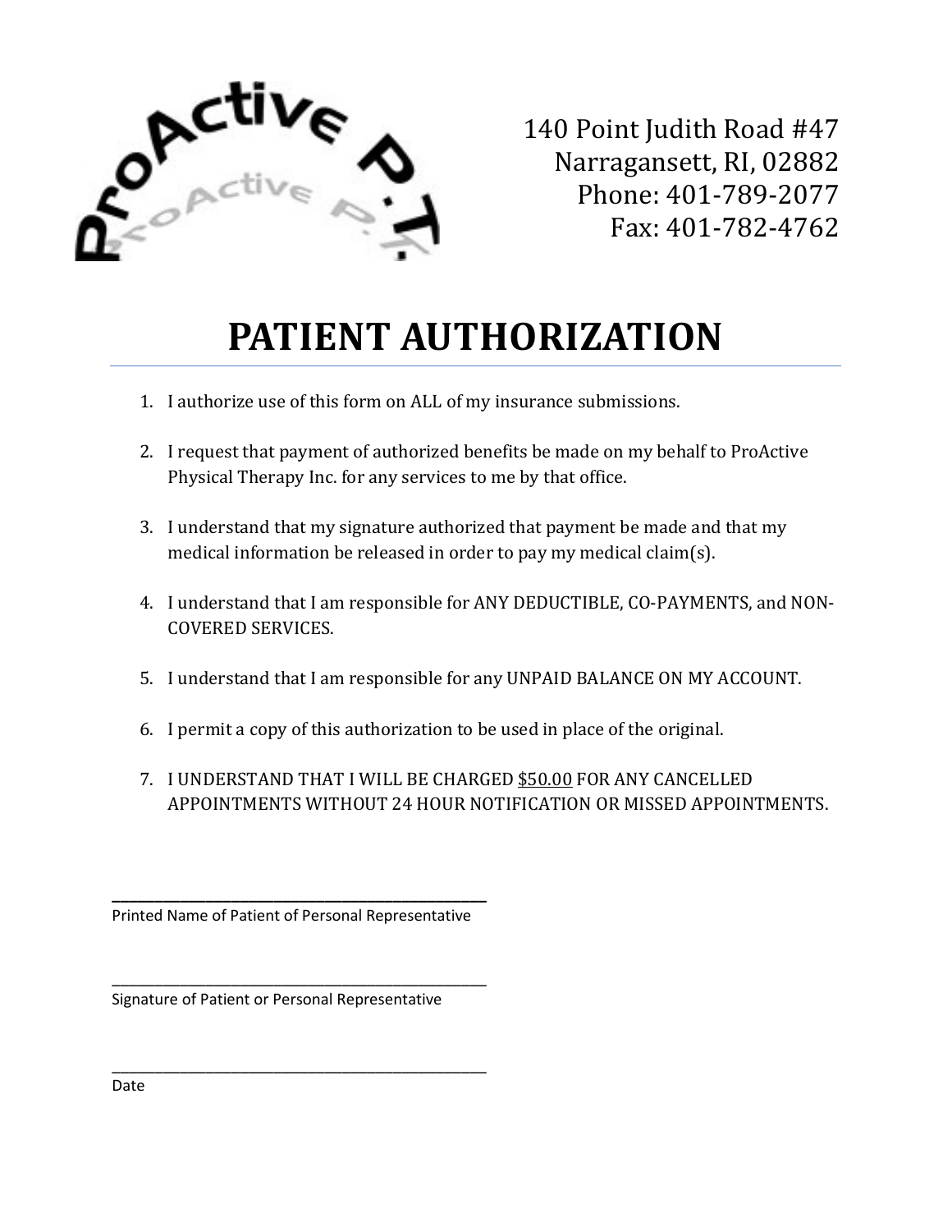ProActive P.T.

140 Point Judith Road #47
Narragansett, RI, 02882
Phone: 401-789-2077
Fax: 401-782-4762

# PATIENT AUTHORIZATION

1. I authorize use of this form on ALL of my insurance submissions.

2. I request that payment of authorized benefits be made on my behalf to ProActive Physical Therapy Inc. for any services to me by that office.

3. I understand that my signature authorized that payment be made and that my medical information be released in order to pay my medical claim(s).

4. I understand that I am responsible for ANY DEDUCTIBLE, CO-PAYMENTS, and NON-COVERED SERVICES.

5. I understand that I am responsible for any UNPAID BALANCE ON MY ACCOUNT.

6. I permit a copy of this authorization to be used in place of the original.

7. I UNDERSTAND THAT I WILL BE CHARGED <u>$50.00</u> FOR ANY CANCELLED APPOINTMENTS WITHOUT 24 HOUR NOTIFICATION OR MISSED APPOINTMENTS.

\_\_\_\_\_\_\_\_\_\_\_\_\_\_\_\_\_\_\_\_\_\_\_\_\_\_\_\_\_\_\_\_\_\_\_\_\_\_\_\_\_\_\_\_\_\_\_\_
Printed Name of Patient of Personal Representative

\_\_\_\_\_\_\_\_\_\_\_\_\_\_\_\_\_\_\_\_\_\_\_\_\_\_\_\_\_\_\_\_\_\_\_\_\_\_\_\_\_\_\_\_\_\_\_\_
Signature of Patient or Personal Representative

\_\_\_\_\_\_\_\_\_\_\_\_\_\_\_\_\_\_\_\_\_\_\_\_\_\_\_\_\_\_\_\_\_\_\_\_\_\_\_\_\_\_\_\_\_\_\_\_
Date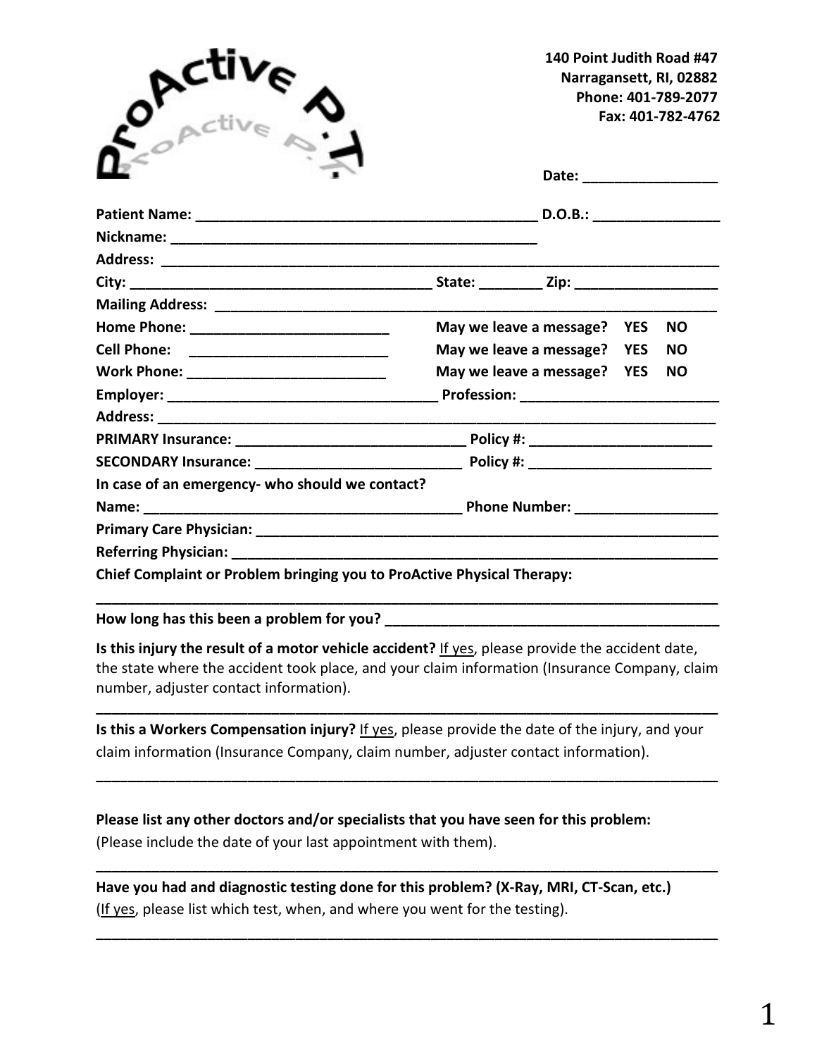ProActive P.T.

**140 Point Judith Road #47**
**Narragansett, RI, 02882**
**Phone: 401-789-2077**
**Fax: 401-782-4762**

**Date:** _________________

**Patient Name:** _____________________________________________ **D.O.B.:** ________________

**Nickname:** ________________________________________________

**Address:** __________________________________________________________________________

**City:** ______________________________________ **State:** ________ **Zip:** __________________

**Mailing Address:** ____________________________________________________________________

**Home Phone:** _________________________ **May we leave a message? YES NO**

**Cell Phone:** _________________________ **May we leave a message? YES NO**

**Work Phone:** _________________________ **May we leave a message? YES NO**

**Employer:** __________________________________ **Profession:** _________________________

**Address:** __________________________________________________________________________

**PRIMARY Insurance:** _____________________________ **Policy #:** _______________________

**SECONDARY Insurance:** __________________________ **Policy #:** _______________________

**In case of an emergency- who should we contact?**

**Name:** ________________________________________ **Phone Number:** __________________

**Primary Care Physician:** _______________________________________________________________

**Referring Physician:** __________________________________________________________________

**Chief Complaint or Problem bringing you to ProActive Physical Therapy:**

________________________________________________________________________________

**How long has this been a problem for you?** __________________________________________

**Is this injury the result of a motor vehicle accident?** If yes, please provide the accident date, the state where the accident took place, and your claim information (Insurance Company, claim number, adjuster contact information).

________________________________________________________________________________

**Is this a Workers Compensation injury?** If yes, please provide the date of the injury, and your claim information (Insurance Company, claim number, adjuster contact information).

________________________________________________________________________________

**Please list any other doctors and/or specialists that you have seen for this problem:**
(Please include the date of your last appointment with them).

________________________________________________________________________________

**Have you had and diagnostic testing done for this problem? (X-Ray, MRI, CT-Scan, etc.)**
(If yes, please list which test, when, and where you went for the testing).

________________________________________________________________________________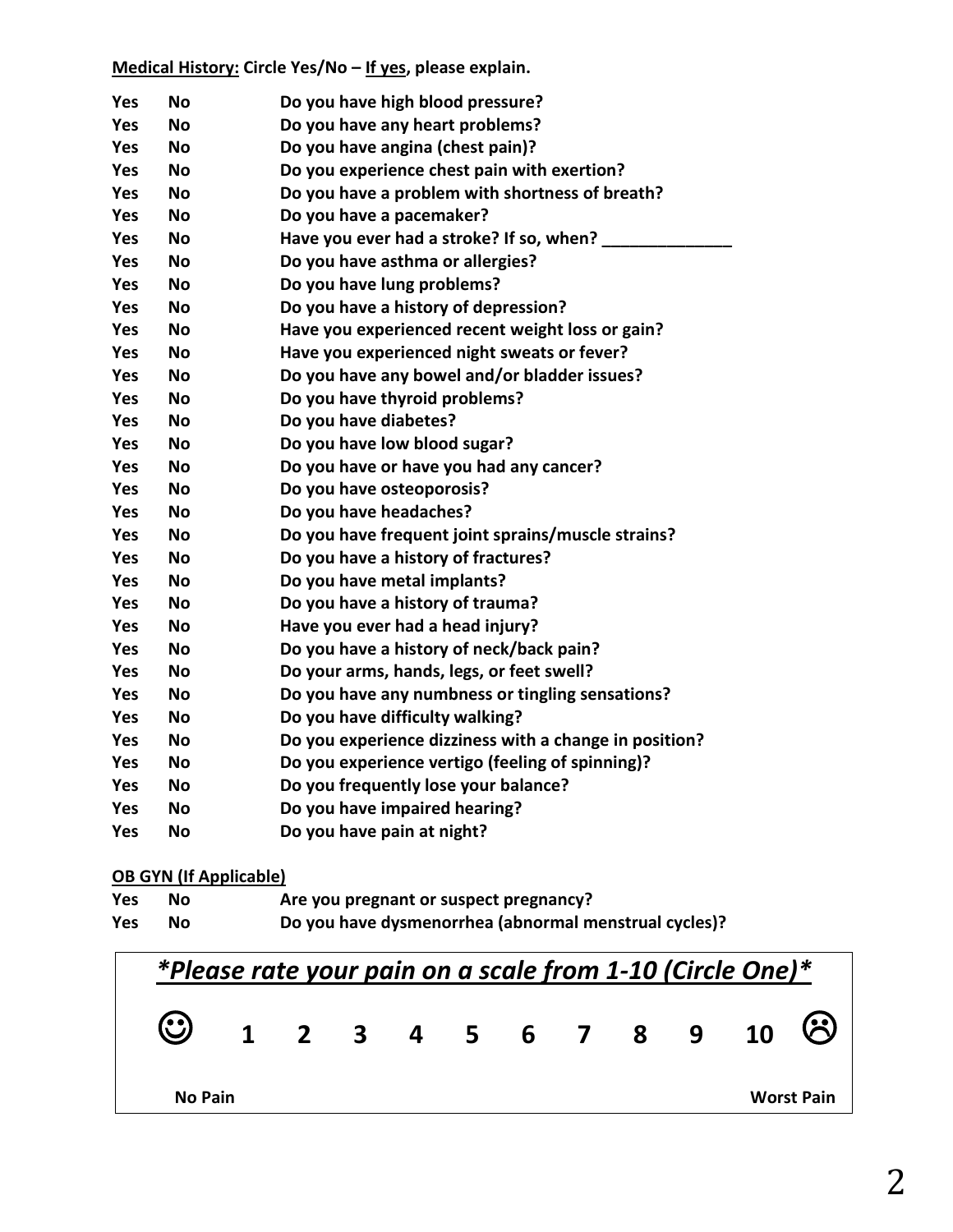**<u>Medical History:</u> Circle Yes/No – <u>If yes</u>, please explain.**

| | | |
|---|---|---|
| **Yes** | **No** | **Do you have high blood pressure?** |
| **Yes** | **No** | **Do you have any heart problems?** |
| **Yes** | **No** | **Do you have angina (chest pain)?** |
| **Yes** | **No** | **Do you experience chest pain with exertion?** |
| **Yes** | **No** | **Do you have a problem with shortness of breath?** |
| **Yes** | **No** | **Do you have a pacemaker?** |
| **Yes** | **No** | **Have you ever had a stroke? If so, when? ______________** |
| **Yes** | **No** | **Do you have asthma or allergies?** |
| **Yes** | **No** | **Do you have lung problems?** |
| **Yes** | **No** | **Do you have a history of depression?** |
| **Yes** | **No** | **Have you experienced recent weight loss or gain?** |
| **Yes** | **No** | **Have you experienced night sweats or fever?** |
| **Yes** | **No** | **Do you have any bowel and/or bladder issues?** |
| **Yes** | **No** | **Do you have thyroid problems?** |
| **Yes** | **No** | **Do you have diabetes?** |
| **Yes** | **No** | **Do you have low blood sugar?** |
| **Yes** | **No** | **Do you have or have you had any cancer?** |
| **Yes** | **No** | **Do you have osteoporosis?** |
| **Yes** | **No** | **Do you have headaches?** |
| **Yes** | **No** | **Do you have frequent joint sprains/muscle strains?** |
| **Yes** | **No** | **Do you have a history of fractures?** |
| **Yes** | **No** | **Do you have metal implants?** |
| **Yes** | **No** | **Do you have a history of trauma?** |
| **Yes** | **No** | **Have you ever had a head injury?** |
| **Yes** | **No** | **Do you have a history of neck/back pain?** |
| **Yes** | **No** | **Do your arms, hands, legs, or feet swell?** |
| **Yes** | **No** | **Do you have any numbness or tingling sensations?** |
| **Yes** | **No** | **Do you have difficulty walking?** |
| **Yes** | **No** | **Do you experience dizziness with a change in position?** |
| **Yes** | **No** | **Do you experience vertigo (feeling of spinning)?** |
| **Yes** | **No** | **Do you frequently lose your balance?** |
| **Yes** | **No** | **Do you have impaired hearing?** |
| **Yes** | **No** | **Do you have pain at night?** |

**<u>OB GYN (If Applicable)</u>**

| | | |
|---|---|---|
| **Yes** | **No** | **Are you pregnant or suspect pregnancy?** |
| **Yes** | **No** | **Do you have dysmenorrhea (abnormal menstrual cycles)?** |

***<u>\*Please rate your pain on a scale from 1-10 (Circle One)\*</u>***

| ☺ | 1 | 2 | 3 | 4 | 5 | 6 | 7 | 8 | 9 | 10 | ☹ |
|---|---|---|---|---|---|---|---|---|---|---|---|
| **No Pain** | | | | | | | | | | | **Worst Pain** |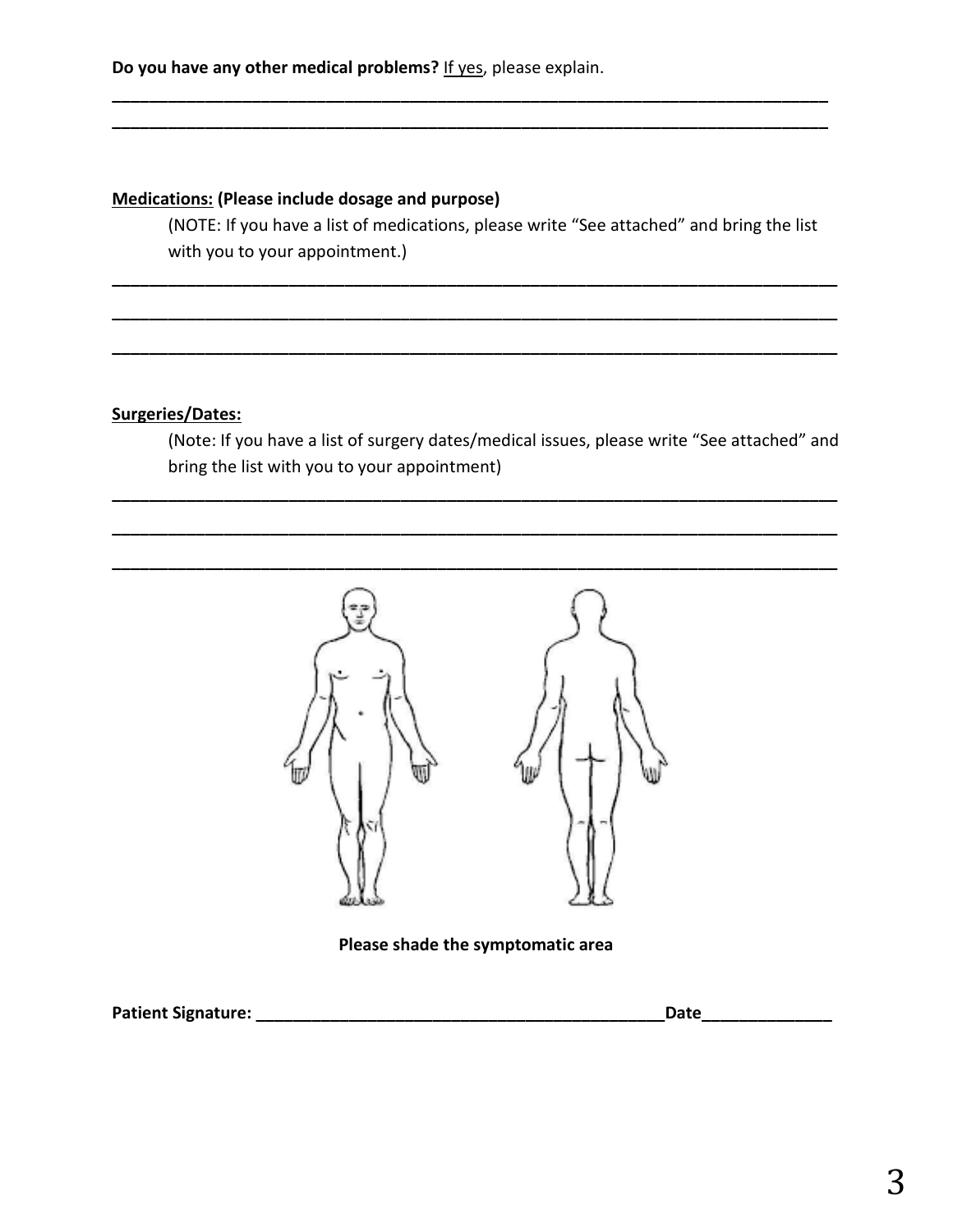**Do you have any other medical problems?** <u>If yes</u>, please explain.

________________________________________________________________________________
________________________________________________________________________________

**<u>Medications:</u> (Please include dosage and purpose)**

(NOTE: If you have a list of medications, please write "See attached" and bring the list with you to your appointment.)

________________________________________________________________________________
________________________________________________________________________________
________________________________________________________________________________

**<u>Surgeries/Dates:</u>**

(Note: If you have a list of surgery dates/medical issues, please write "See attached" and bring the list with you to your appointment)

________________________________________________________________________________
________________________________________________________________________________
________________________________________________________________________________

**Please shade the symptomatic area**

**Patient Signature:** ______________________________________________**Date**______________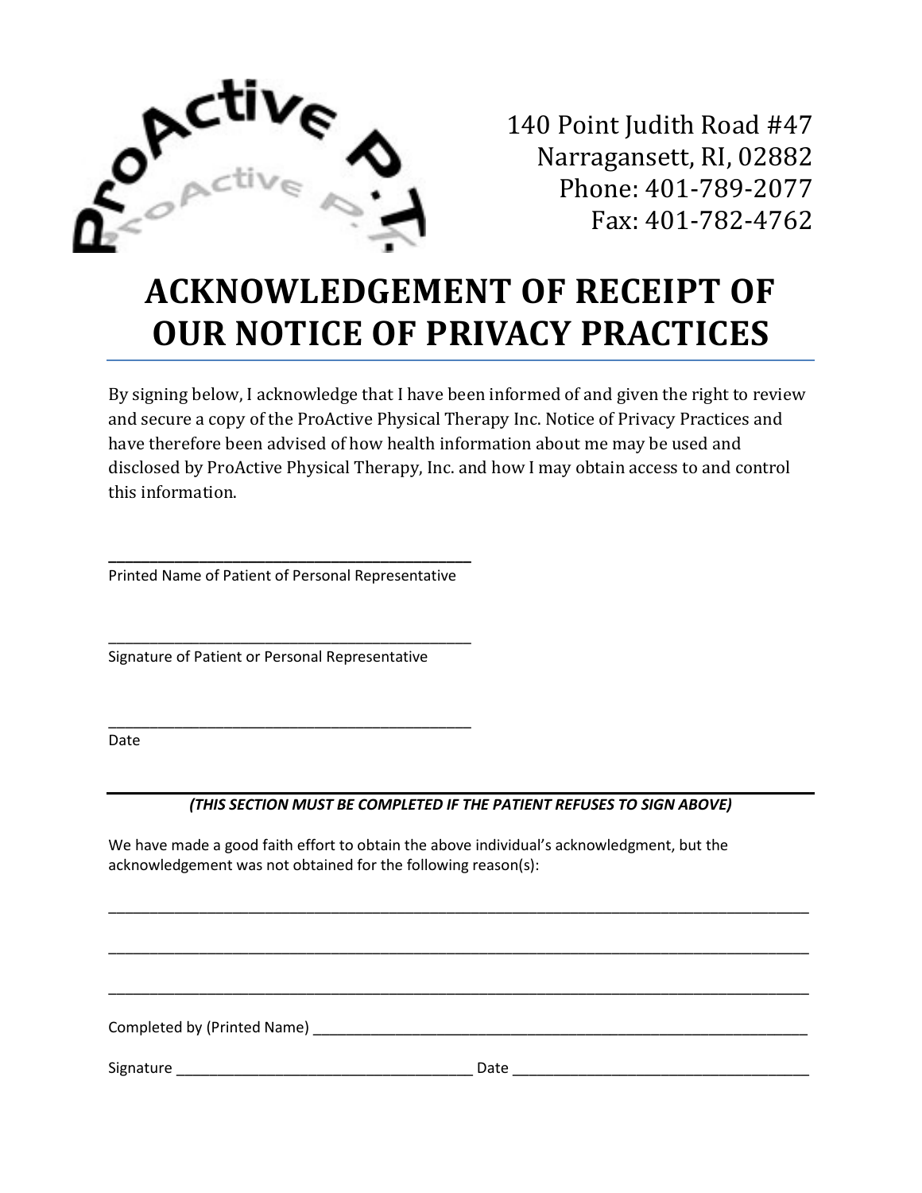ProActive P.T.

140 Point Judith Road #47
Narragansett, RI, 02882
Phone: 401-789-2077
Fax: 401-782-4762

# ACKNOWLEDGEMENT OF RECEIPT OF OUR NOTICE OF PRIVACY PRACTICES

By signing below, I acknowledge that I have been informed of and given the right to review and secure a copy of the ProActive Physical Therapy Inc. Notice of Privacy Practices and have therefore been advised of how health information about me may be used and disclosed by ProActive Physical Therapy, Inc. and how I may obtain access to and control this information.

______________________________________________
Printed Name of Patient of Personal Representative

______________________________________________
Signature of Patient or Personal Representative

______________________________________________
Date

***(THIS SECTION MUST BE COMPLETED IF THE PATIENT REFUSES TO SIGN ABOVE)***

We have made a good faith effort to obtain the above individual's acknowledgment, but the acknowledgement was not obtained for the following reason(s):

__________________________________________________________________________________________

__________________________________________________________________________________________

__________________________________________________________________________________________

Completed by (Printed Name) ______________________________________________________________

Signature ______________________________________ Date _____________________________________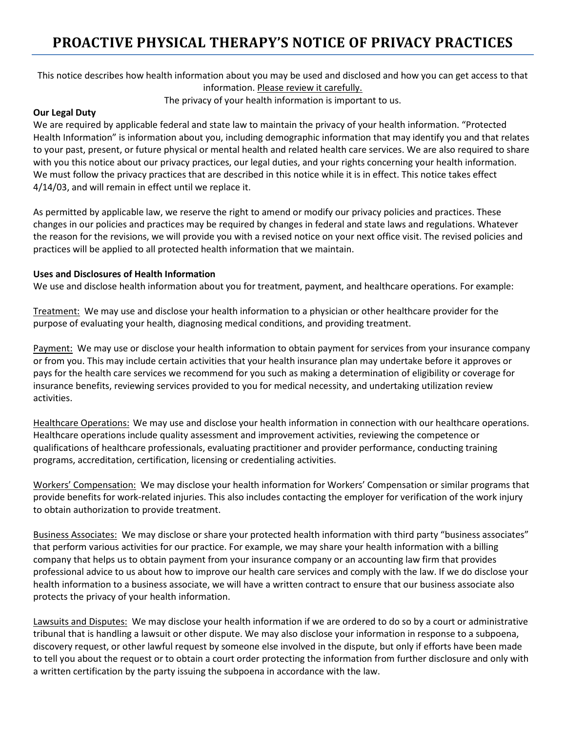# PROACTIVE PHYSICAL THERAPY'S NOTICE OF PRIVACY PRACTICES

This notice describes how health information about you may be used and disclosed and how you can get access to that information. Please review it carefully.

The privacy of your health information is important to us.

**Our Legal Duty**

We are required by applicable federal and state law to maintain the privacy of your health information. "Protected Health Information" is information about you, including demographic information that may identify you and that relates to your past, present, or future physical or mental health and related health care services. We are also required to share with you this notice about our privacy practices, our legal duties, and your rights concerning your health information. We must follow the privacy practices that are described in this notice while it is in effect. This notice takes effect 4/14/03, and will remain in effect until we replace it.

As permitted by applicable law, we reserve the right to amend or modify our privacy policies and practices. These changes in our policies and practices may be required by changes in federal and state laws and regulations. Whatever the reason for the revisions, we will provide you with a revised notice on your next office visit. The revised policies and practices will be applied to all protected health information that we maintain.

**Uses and Disclosures of Health Information**

We use and disclose health information about you for treatment, payment, and healthcare operations. For example:

Treatment: We may use and disclose your health information to a physician or other healthcare provider for the purpose of evaluating your health, diagnosing medical conditions, and providing treatment.

Payment: We may use or disclose your health information to obtain payment for services from your insurance company or from you. This may include certain activities that your health insurance plan may undertake before it approves or pays for the health care services we recommend for you such as making a determination of eligibility or coverage for insurance benefits, reviewing services provided to you for medical necessity, and undertaking utilization review activities.

Healthcare Operations: We may use and disclose your health information in connection with our healthcare operations. Healthcare operations include quality assessment and improvement activities, reviewing the competence or qualifications of healthcare professionals, evaluating practitioner and provider performance, conducting training programs, accreditation, certification, licensing or credentialing activities.

Workers' Compensation: We may disclose your health information for Workers' Compensation or similar programs that provide benefits for work-related injuries. This also includes contacting the employer for verification of the work injury to obtain authorization to provide treatment.

Business Associates: We may disclose or share your protected health information with third party "business associates" that perform various activities for our practice. For example, we may share your health information with a billing company that helps us to obtain payment from your insurance company or an accounting law firm that provides professional advice to us about how to improve our health care services and comply with the law. If we do disclose your health information to a business associate, we will have a written contract to ensure that our business associate also protects the privacy of your health information.

Lawsuits and Disputes: We may disclose your health information if we are ordered to do so by a court or administrative tribunal that is handling a lawsuit or other dispute. We may also disclose your information in response to a subpoena, discovery request, or other lawful request by someone else involved in the dispute, but only if efforts have been made to tell you about the request or to obtain a court order protecting the information from further disclosure and only with a written certification by the party issuing the subpoena in accordance with the law.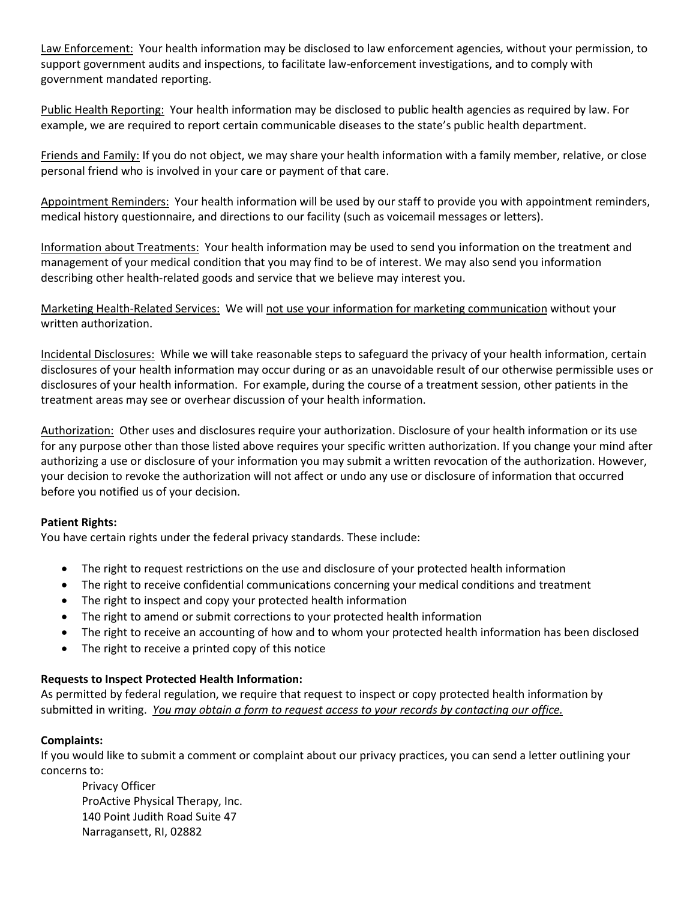<u>Law Enforcement:</u> Your health information may be disclosed to law enforcement agencies, without your permission, to support government audits and inspections, to facilitate law-enforcement investigations, and to comply with government mandated reporting.

<u>Public Health Reporting:</u> Your health information may be disclosed to public health agencies as required by law. For example, we are required to report certain communicable diseases to the state's public health department.

<u>Friends and Family:</u> If you do not object, we may share your health information with a family member, relative, or close personal friend who is involved in your care or payment of that care.

<u>Appointment Reminders:</u> Your health information will be used by our staff to provide you with appointment reminders, medical history questionnaire, and directions to our facility (such as voicemail messages or letters).

<u>Information about Treatments:</u> Your health information may be used to send you information on the treatment and management of your medical condition that you may find to be of interest. We may also send you information describing other health-related goods and service that we believe may interest you.

<u>Marketing Health-Related Services:</u> We will <u>not use your information for marketing communication</u> without your written authorization.

<u>Incidental Disclosures:</u> While we will take reasonable steps to safeguard the privacy of your health information, certain disclosures of your health information may occur during or as an unavoidable result of our otherwise permissible uses or disclosures of your health information. For example, during the course of a treatment session, other patients in the treatment areas may see or overhear discussion of your health information.

<u>Authorization:</u> Other uses and disclosures require your authorization. Disclosure of your health information or its use for any purpose other than those listed above requires your specific written authorization. If you change your mind after authorizing a use or disclosure of your information you may submit a written revocation of the authorization. However, your decision to revoke the authorization will not affect or undo any use or disclosure of information that occurred before you notified us of your decision.

**Patient Rights:**
You have certain rights under the federal privacy standards. These include:

- The right to request restrictions on the use and disclosure of your protected health information
- The right to receive confidential communications concerning your medical conditions and treatment
- The right to inspect and copy your protected health information
- The right to amend or submit corrections to your protected health information
- The right to receive an accounting of how and to whom your protected health information has been disclosed
- The right to receive a printed copy of this notice

**Requests to Inspect Protected Health Information:**
As permitted by federal regulation, we require that request to inspect or copy protected health information by submitted in writing. <u>*You may obtain a form to request access to your records by contacting our office.*</u>

**Complaints:**
If you would like to submit a comment or complaint about our privacy practices, you can send a letter outlining your concerns to:

Privacy Officer
ProActive Physical Therapy, Inc.
140 Point Judith Road Suite 47
Narragansett, RI, 02882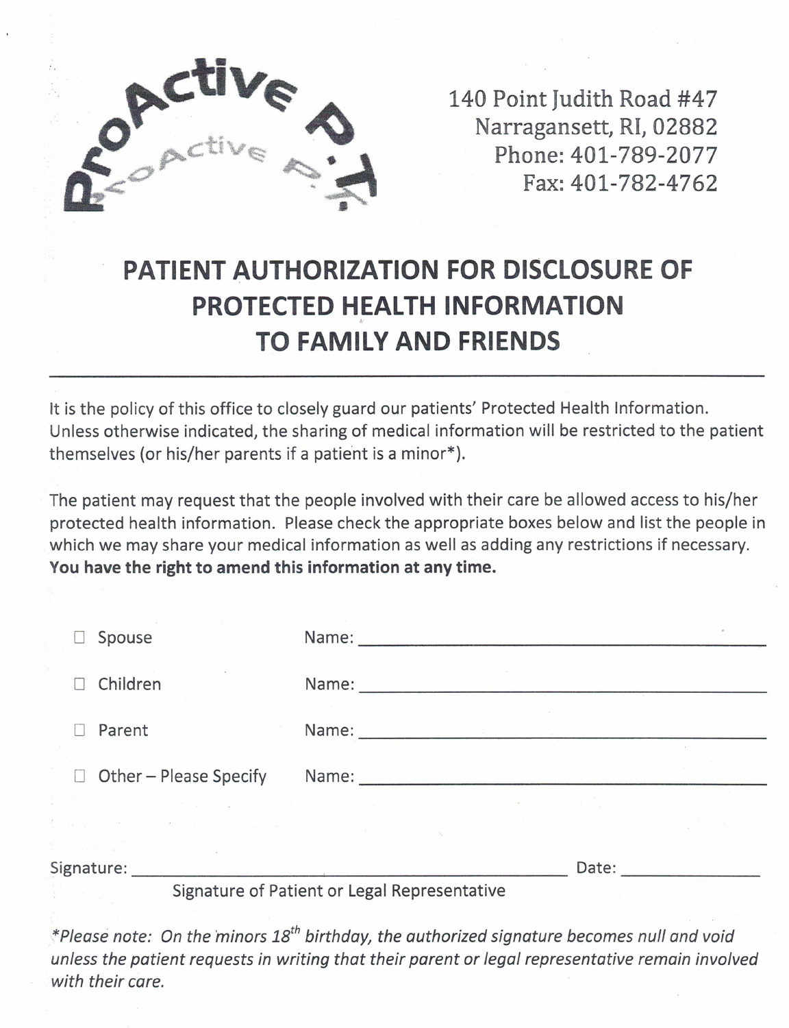ProActive P.T.

140 Point Judith Road #47
Narragansett, RI, 02882
Phone: 401-789-2077
Fax: 401-782-4762

# PATIENT AUTHORIZATION FOR DISCLOSURE OF PROTECTED HEALTH INFORMATION TO FAMILY AND FRIENDS

It is the policy of this office to closely guard our patients' Protected Health Information. Unless otherwise indicated, the sharing of medical information will be restricted to the patient themselves (or his/her parents if a patient is a minor*).

The patient may request that the people involved with their care be allowed access to his/her protected health information. Please check the appropriate boxes below and list the people in which we may share your medical information as well as adding any restrictions if necessary. **You have the right to amend this information at any time.**

☐ Spouse Name: ______________________________

☐ Children Name: ______________________________

☐ Parent Name: ______________________________

☐ Other – Please Specify Name: ______________________________

Signature: ______________________________ Date: ______________
Signature of Patient or Legal Representative

*\*Please note: On the minors 18th birthday, the authorized signature becomes null and void unless the patient requests in writing that their parent or legal representative remain involved with their care.*